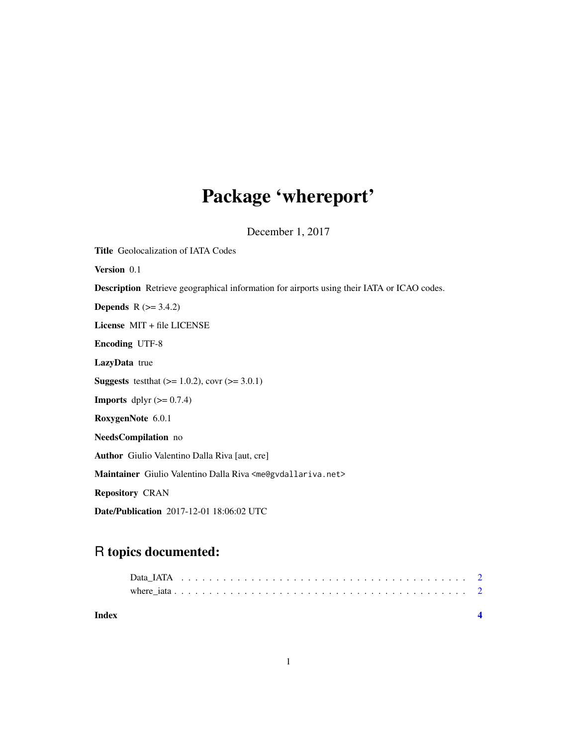# Package 'whereport'

December 1, 2017

**Title** Geolocalization of IATA Codes

**Version** 0.1

**Description** Retrieve geographical information for airports using their IATA or ICAO codes.

**Depends** R (>= 3.4.2)

**License** MIT + file LICENSE

**Encoding** UTF-8

**LazyData** true

**Suggests** testthat (>= 1.0.2), covr (>= 3.0.1)

**Imports** dplyr (>= 0.7.4)

**RoxygenNote** 6.0.1

**NeedsCompilation** no

**Author** Giulio Valentino Dalla Riva [aut, cre]

**Maintainer** Giulio Valentino Dalla Riva <me@gvdallariva.net>

**Repository** CRAN

**Date/Publication** 2017-12-01 18:06:02 UTC

## R topics documented:

Data_IATA . . . . . . . . . . . . . . . . . . . . . . . . . . . . . . . . . . . . . . . . 2
where_iata . . . . . . . . . . . . . . . . . . . . . . . . . . . . . . . . . . . . . . . . 2

**Index** **4**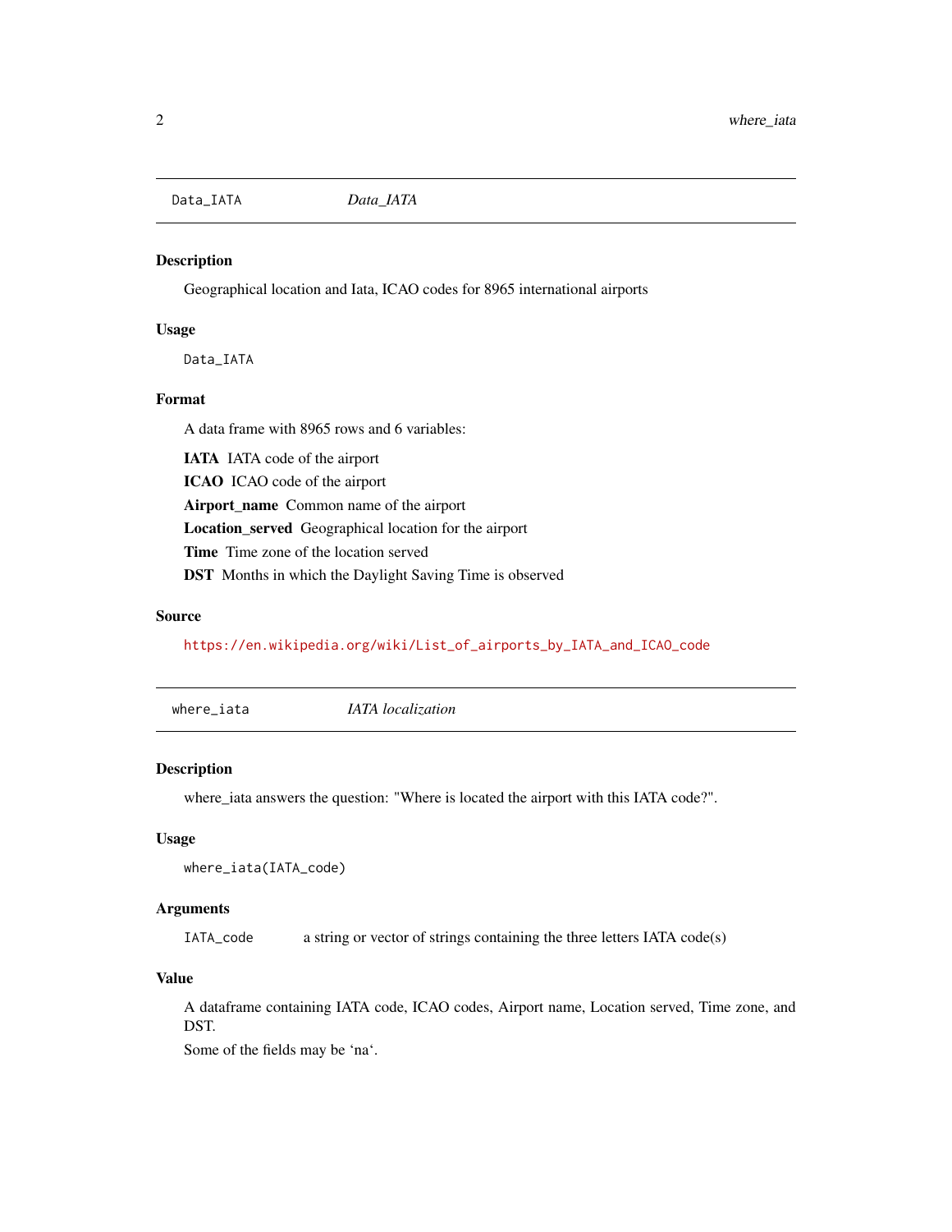## Data_IATA — *Data_IATA*

### Description

Geographical location and Iata, ICAO codes for 8965 international airports

### Usage

```
Data_IATA
```

### Format

A data frame with 8965 rows and 6 variables:

**IATA** IATA code of the airport

**ICAO** ICAO code of the airport

**Airport_name** Common name of the airport

**Location_served** Geographical location for the airport

**Time** Time zone of the location served

**DST** Months in which the Daylight Saving Time is observed

### Source

https://en.wikipedia.org/wiki/List_of_airports_by_IATA_and_ICAO_code

## where_iata — *IATA localization*

### Description

where_iata answers the question: "Where is located the airport with this IATA code?".

### Usage

```
where_iata(IATA_code)
```

### Arguments

| | |
|---|---|
| IATA_code | a string or vector of strings containing the three letters IATA code(s) |

### Value

A dataframe containing IATA code, ICAO codes, Airport name, Location served, Time zone, and DST.

Some of the fields may be 'na'.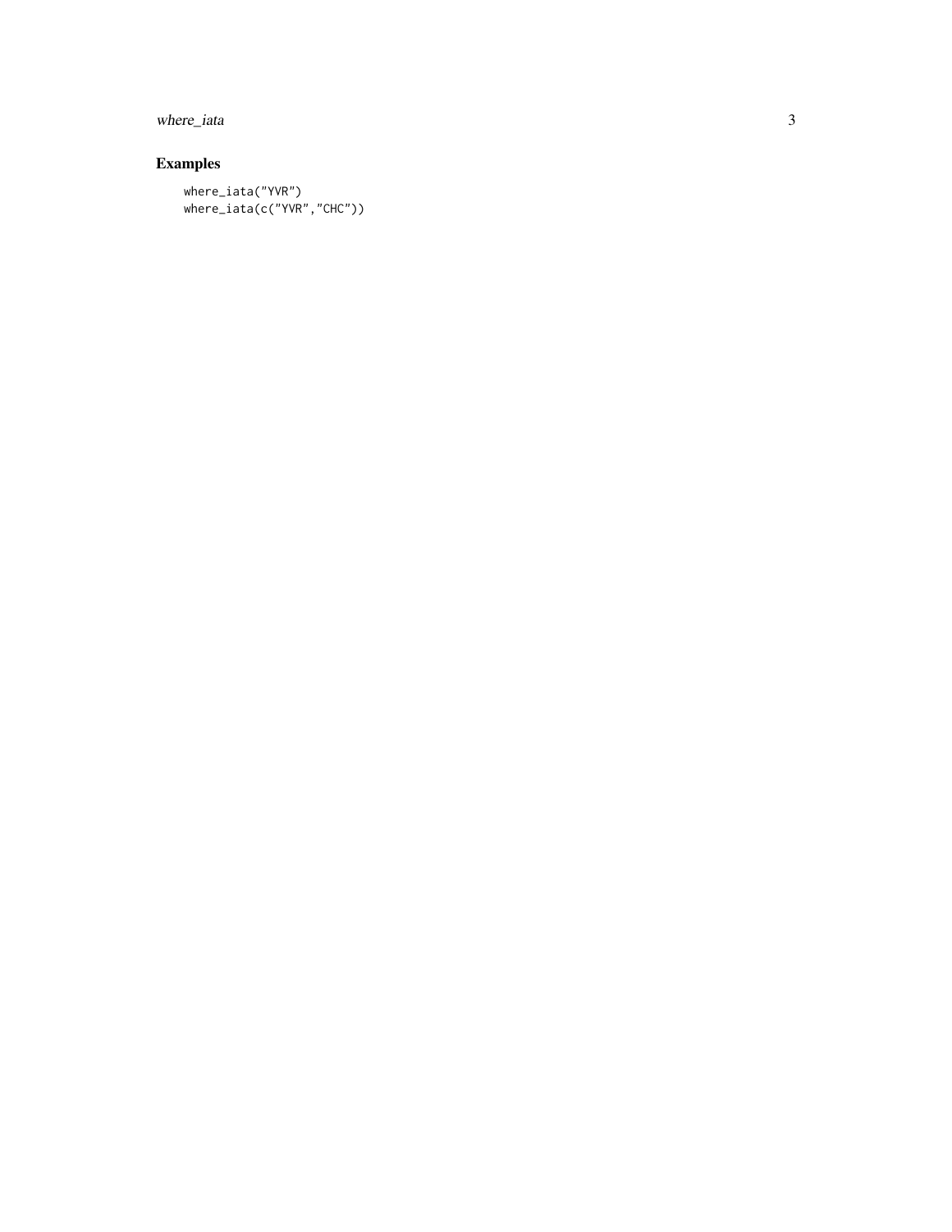## Examples

```
where_iata("YVR")
where_iata(c("YVR","CHC"))
```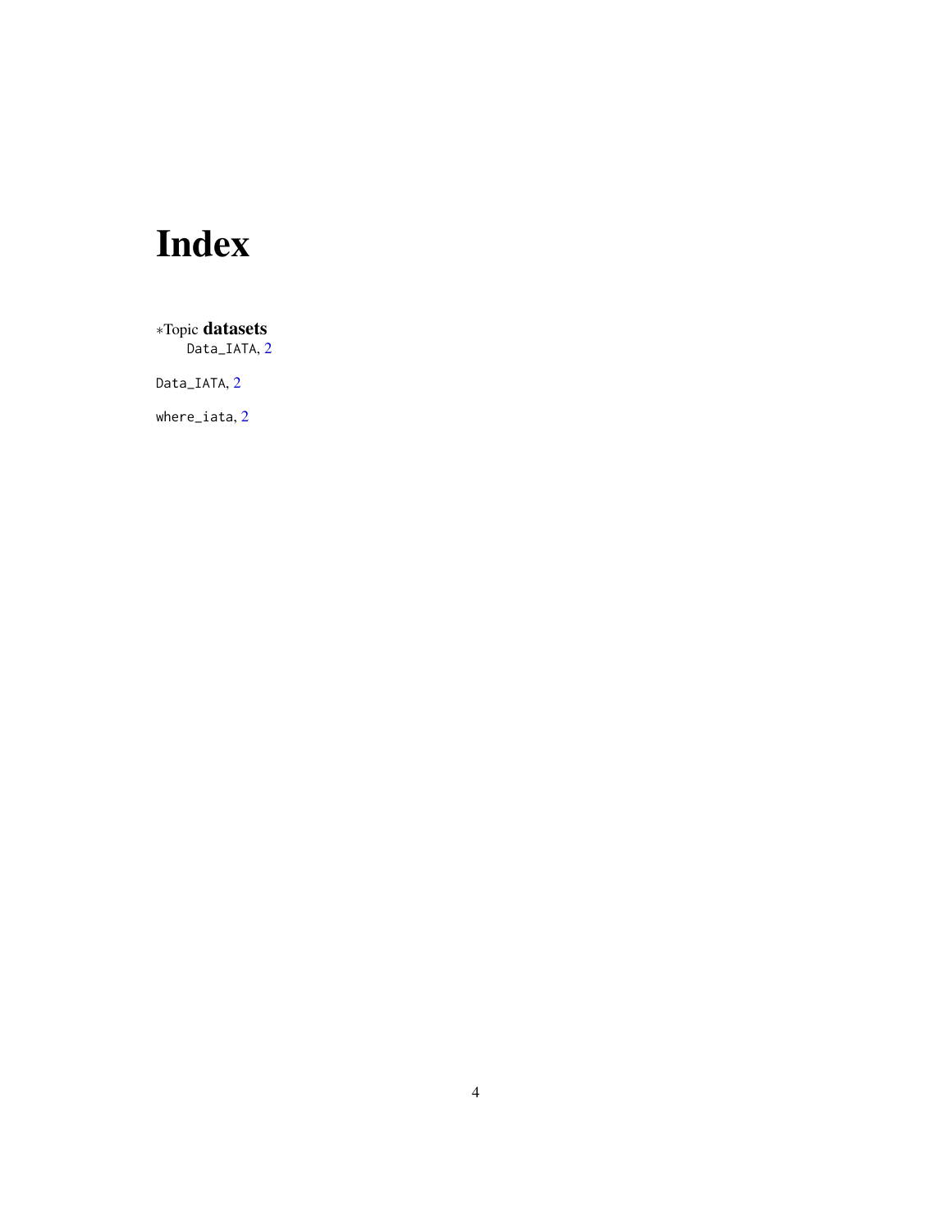# Index

∗Topic **datasets**
    Data_IATA, 2

Data_IATA, 2

where_iata, 2